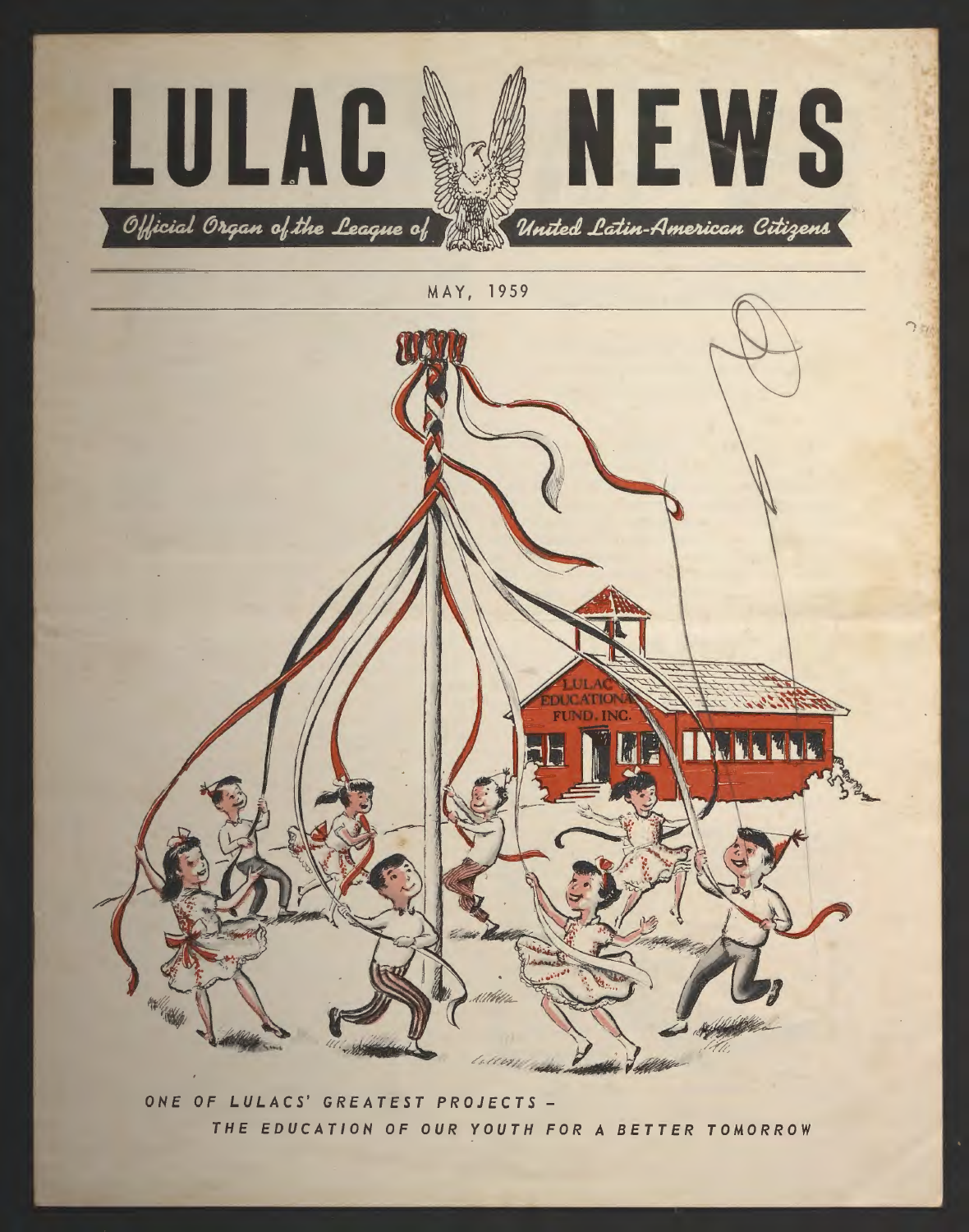# LULAC NEWS

*Official Organ of the League of United Latin-American Citizens*

MAY, 1959

ONE OF LULACS' GREATEST PROJECTS –

THE EDUCATION OF OUR YOUTH FOR A BETTER TOMORROW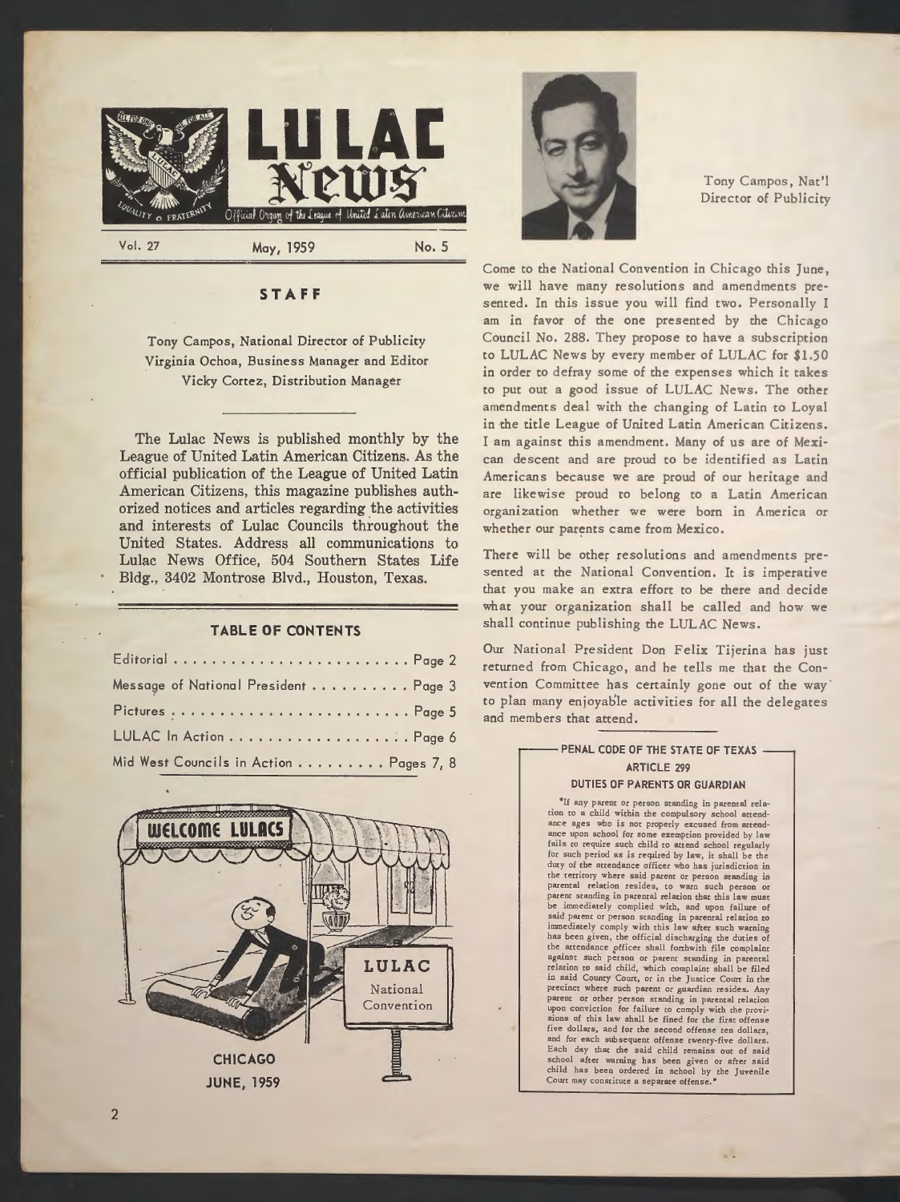# LULAC News

Official Organ of the League of United Latin American Citizens

Vol. 27 — May, 1959 — No. 5

## STAFF

Tony Campos, National Director of Publicity
Virginia Ochoa, Business Manager and Editor
Vicky Cortez, Distribution Manager

The Lulac News is published monthly by the League of United Latin American Citizens. As the official publication of the League of United Latin American Citizens, this magazine publishes authorized notices and articles regarding the activities and interests of Lulac Councils throughout the United States. Address all communications to Lulac News Office, 504 Southern States Life Bldg., 3402 Montrose Blvd., Houston, Texas.

## TABLE OF CONTENTS

| | |
|---|---|
| Editorial | Page 2 |
| Message of National President | Page 3 |
| Pictures | Page 5 |
| LULAC In Action | Page 6 |
| Mid West Councils in Action | Pages 7, 8 |

WELCOME LULACS — LULAC National Convention — CHICAGO JUNE, 1959

Tony Campos, Nat'l Director of Publicity

Come to the National Convention in Chicago this June, we will have many resolutions and amendments presented. In this issue you will find two. Personally I am in favor of the one presented by the Chicago Council No. 288. They propose to have a subscription to LULAC News by every member of LULAC for $1.50 in order to defray some of the expenses which it takes to put out a good issue of LULAC News. The other amendments deal with the changing of Latin to Loyal in the title League of United Latin American Citizens. I am against this amendment. Many of us are of Mexican descent and are proud to be identified as Latin Americans because we are proud of our heritage and are likewise proud to belong to a Latin American organization whether we were born in America or whether our parents came from Mexico.

There will be other resolutions and amendments presented at the National Convention. It is imperative that you make an extra effort to be there and decide what your organization shall be called and how we shall continue publishing the LULAC News.

Our National President Don Felix Tijerina has just returned from Chicago, and he tells me that the Convention Committee has certainly gone out of the way to plan many enjoyable activities for all the delegates and members that attend.

### PENAL CODE OF THE STATE OF TEXAS
### ARTICLE 299
### DUTIES OF PARENTS OR GUARDIAN

"If any parent or person standing in parental relation to a child within the compulsory school attendance ages who is not properly excused from attendance upon school for some exemption provided by law fails to require such child to attend school regularly for such period as is required by law, it shall be the duty of the attendance officer who has jurisdiction in the territory where said parent or person standing in parental relation resides, to warn such person or parent standing in parental relation that this law must be immediately complied with, and upon failure of said parent or person standing in parental relation to immediately comply with this law after such warning has been given, the official discharging the duties of the attendance officer shall forthwith file complaint against such person or parent standing in parental relation to said child, which complaint shall be filed in said County Court, or in the Justice Court in the precinct where such parent or guardian resides. Any parent or other person standing in parental relation upon conviction for failure to comply with the provisions of this law shall be fined for the first offense five dollars, and for the second offense ten dollars, and for each subsequent offense twenty-five dollars. Each day that the said child remains out of said school after warning has been given or after said child has been ordered in school by the Juvenile Court may constitute a separate offense."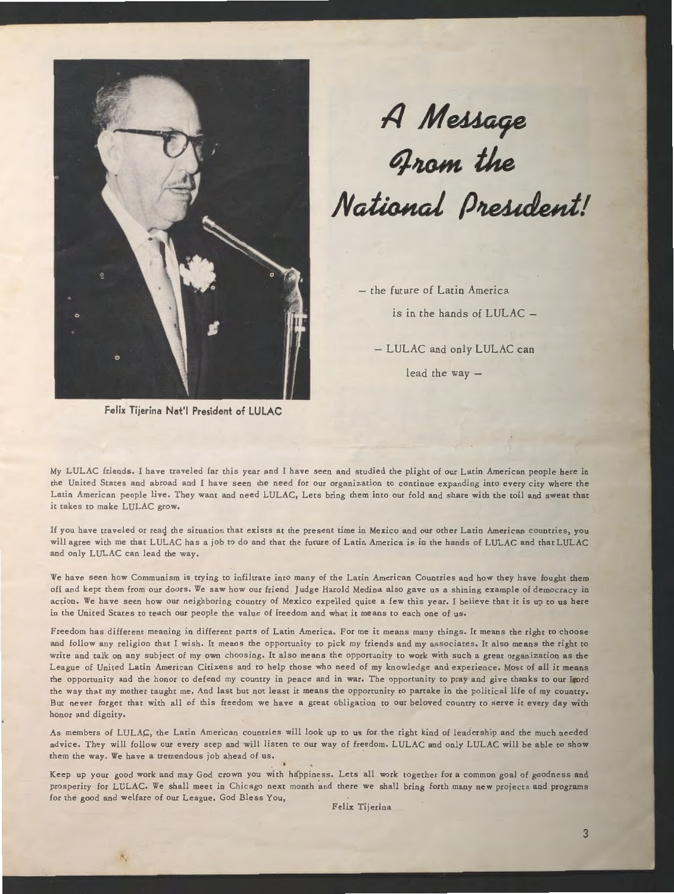# A Message From the National President!

Felix Tijerina Nat'l President of LULAC

— the future of Latin America
is in the hands of LULAC —

— LULAC and only LULAC can
lead the way —

My LULAC friends. I have traveled far this year and I have seen and studied the plight of our Latin American people here in the United States and abroad and I have seen the need for our organization to continue expanding into every city where the Latin American people live. They want and need LULAC, Lets bring them into our fold and share with the toil and sweat that it takes to make LULAC grow.

If you have traveled or read the situation that exists at the present time in Mexico and our other Latin American countries, you will agree with me that LULAC has a job to do and that the future of Latin America is in the hands of LULAC and that LULAC and only LULAC can lead the way.

We have seen how Communism is trying to infiltrate into many of the Latin American Countries and how they have fought them off and kept them from our doors. We saw how our friend Judge Harold Medina also gave us a shining example of democracy in action. We have seen how our neighboring country of Mexico expelled quite a few this year. I believe that it is up to us here in the United States to teach our people the value of freedom and what it means to each one of us.

Freedom has different meaning in different parts of Latin America. For me it means many things. It means the right to choose and follow any religion that I wish. It means the opportunity to pick my friends and my associates. It also means the right to write and talk on any subject of my own choosing. It also means the opportunity to work with such a great organization as the League of United Latin American Citizens and to help those who need of my knowledge and experience. Most of all it means the opportunity and the honor to defend my country in peace and in war. The opportunity to pray and give thanks to our Lord the way that my mother taught me. And last but not least it means the opportunity to partake in the political life of my country. But never forget that with all of this freedom we have a great obligation to our beloved country to serve it every day with honor and dignity.

As members of LULAC, the Latin American countries will look up to us for the right kind of leadership and the much needed advice. They will follow our every step and will listen to our way of freedom. LULAC and only LULAC will be able to show them the way. We have a tremendous job ahead of us.

Keep up your good work and may God crown you with happiness. Lets all work together for a common goal of goodness and prosperity for LULAC. We shall meet in Chicago next month and there we shall bring forth many new projects and programs for the good and welfare of our League. God Bless You,

Felix Tijerina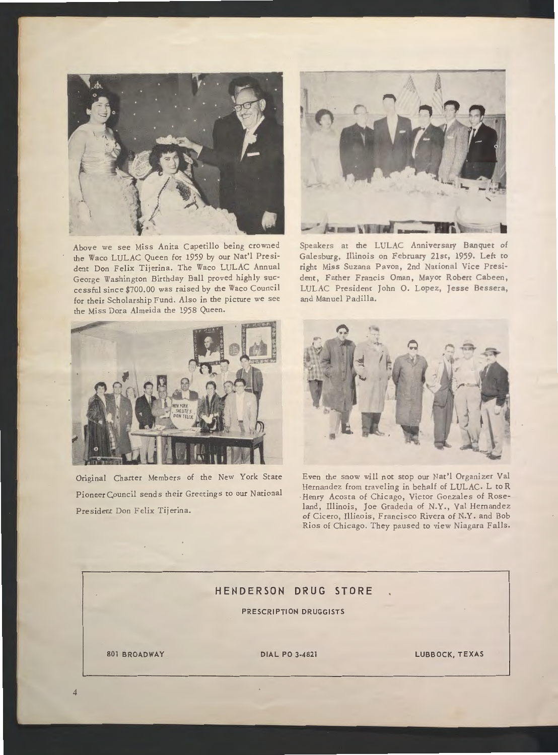Above we see Miss Anita Capetillo being crowned the Waco LULAC Queen for 1959 by our Nat'l President Don Felix Tijerina. The Waco LULAC Annual George Washington Birthday Ball proved highly successful since $700.00 was raised by the Waco Council for their Scholarship Fund. Also in the picture we see the Miss Dora Almeida the 1958 Queen.

Speakers at the LULAC Anniversary Banquet of Galesburg, Illinois on February 21st, 1959. Left to right Miss Suzana Pavon, 2nd National Vice President, Father Francis Oman, Mayor Robert Cabeen, LULAC President John O. Lopez, Jesse Bessera, and Manuel Padilla.

Original Charter Members of the New York State Pioneer Council sends their Greetings to our National President Don Felix Tijerina.

Even the snow will not stop our Nat'l Organizer Val Hernandez from traveling in behalf of LULAC. L to R Henry Acosta of Chicago, Victor Gonzales of Roseland, Illinois, Joe Gradeda of N.Y., Val Hernandez of Cicero, Illinois, Francisco Rivera of N.Y. and Bob Rios of Chicago. They paused to view Niagara Falls.

**HENDERSON DRUG STORE**

PRESCRIPTION DRUGGISTS

801 BROADWAY — DIAL PO 3-4821 — LUBBOCK, TEXAS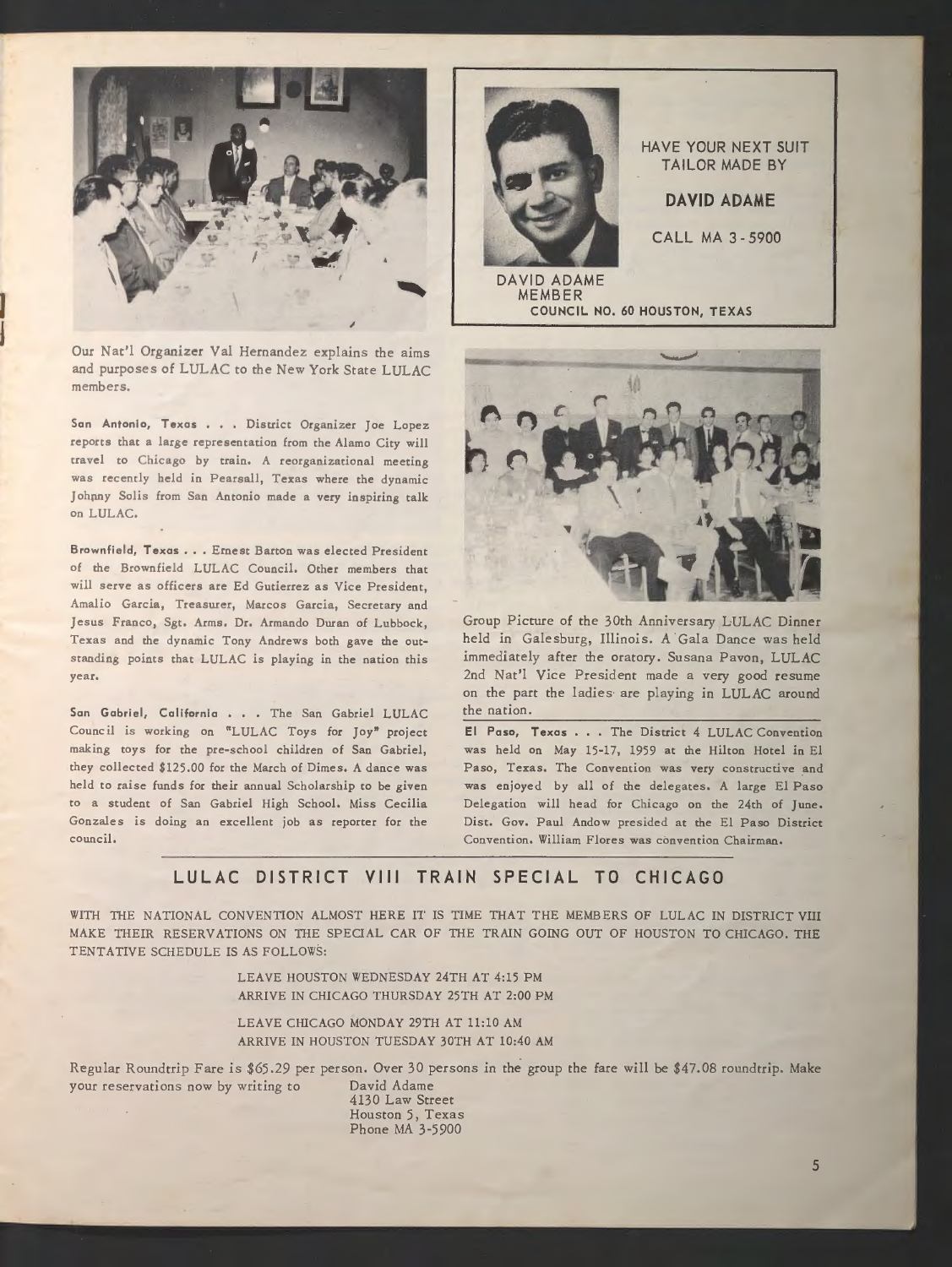Our Nat'l Organizer Val Hernandez explains the aims and purposes of LULAC to the New York State LULAC members.

HAVE YOUR NEXT SUIT TAILOR MADE BY

**DAVID ADAME**

CALL MA 3-5900

DAVID ADAME
MEMBER
COUNCIL NO. 60 HOUSTON, TEXAS

**San Antonio, Texas . . .** District Organizer Joe Lopez reports that a large representation from the Alamo City will travel to Chicago by train. A reorganizational meeting was recently held in Pearsall, Texas where the dynamic Johnny Solis from San Antonio made a very inspiring talk on LULAC.

**Brownfield, Texas . . .** Ernest Barton was elected President of the Brownfield LULAC Council. Other members that will serve as officers are Ed Gutierrez as Vice President, Amalio Garcia, Treasurer, Marcos Garcia, Secretary and Jesus Franco, Sgt. Arms. Dr. Armando Duran of Lubbock, Texas and the dynamic Tony Andrews both gave the outstanding points that LULAC is playing in the nation this year.

**San Gabriel, California . . .** The San Gabriel LULAC Council is working on "LULAC Toys for Joy" project making toys for the pre-school children of San Gabriel, they collected $125.00 for the March of Dimes. A dance was held to raise funds for their annual Scholarship to be given to a student of San Gabriel High School. Miss Cecilia Gonzales is doing an excellent job as reporter for the council.

Group Picture of the 30th Anniversary LULAC Dinner held in Galesburg, Illinois. A Gala Dance was held immediately after the oratory. Susana Pavon, LULAC 2nd Nat'l Vice President made a very good resume on the part the ladies are playing in LULAC around the nation.

**El Paso, Texas . . .** The District 4 LULAC Convention was held on May 15-17, 1959 at the Hilton Hotel in El Paso, Texas. The Convention was very constructive and was enjoyed by all of the delegates. A large El Paso Delegation will head for Chicago on the 24th of June. Dist. Gov. Paul Andow presided at the El Paso District Convention. William Flores was convention Chairman.

## LULAC DISTRICT VIII TRAIN SPECIAL TO CHICAGO

WITH THE NATIONAL CONVENTION ALMOST HERE IT IS TIME THAT THE MEMBERS OF LULAC IN DISTRICT VIII MAKE THEIR RESERVATIONS ON THE SPECIAL CAR OF THE TRAIN GOING OUT OF HOUSTON TO CHICAGO. THE TENTATIVE SCHEDULE IS AS FOLLOWS:

LEAVE HOUSTON WEDNESDAY 24TH AT 4:15 PM
ARRIVE IN CHICAGO THURSDAY 25TH AT 2:00 PM

LEAVE CHICAGO MONDAY 29TH AT 11:10 AM
ARRIVE IN HOUSTON TUESDAY 30TH AT 10:40 AM

Regular Roundtrip Fare is $65.29 per person. Over 30 persons in the group the fare will be $47.08 roundtrip. Make your reservations now by writing to

David Adame
4130 Law Street
Houston 5, Texas
Phone MA 3-5900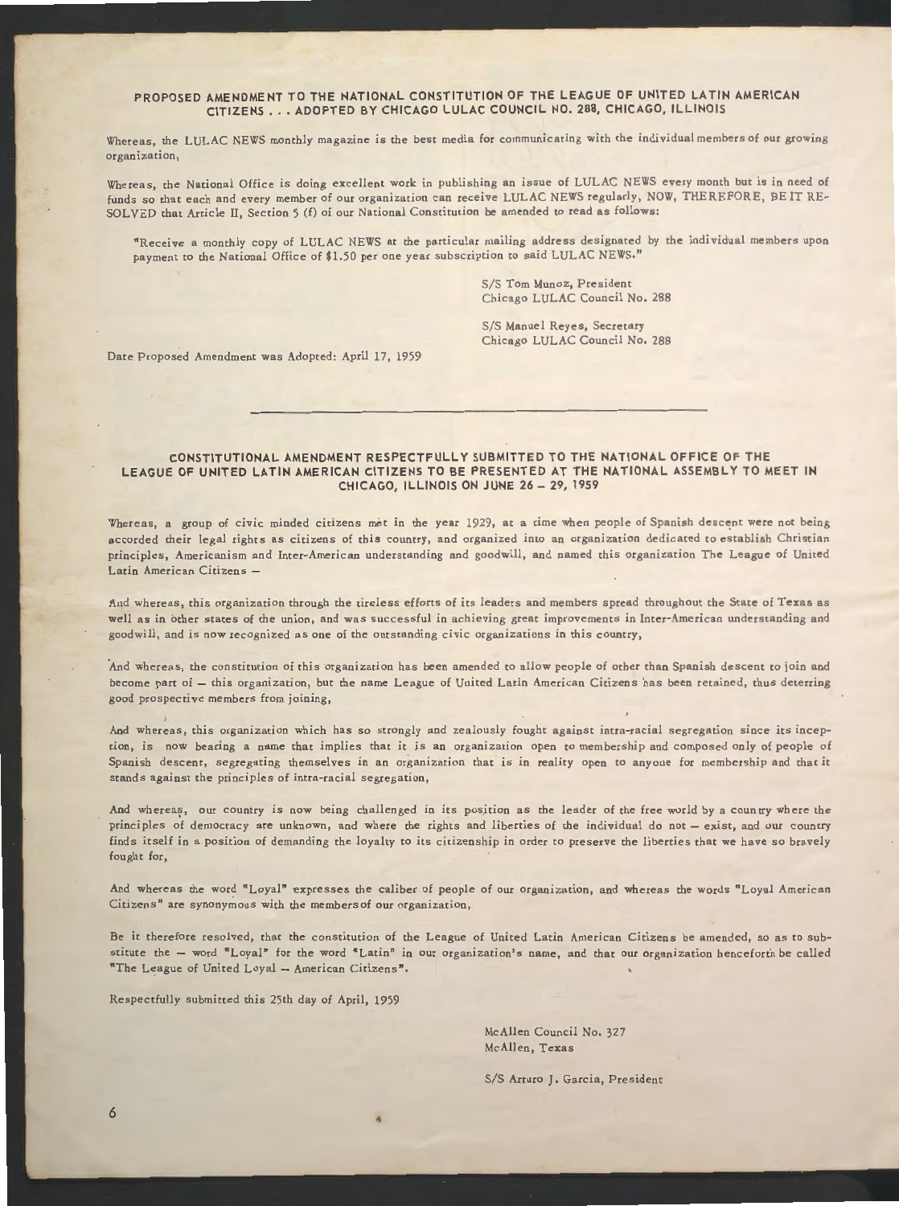## PROPOSED AMENDMENT TO THE NATIONAL CONSTITUTION OF THE LEAGUE OF UNITED LATIN AMERICAN CITIZENS . . . ADOPTED BY CHICAGO LULAC COUNCIL NO. 288, CHICAGO, ILLINOIS

Whereas, the LULAC NEWS monthly magazine is the best media for communicating with the individual members of our growing organization,

Whereas, the National Office is doing excellent work in publishing an issue of LULAC NEWS every month but is in need of funds so that each and every member of our organization can receive LULAC NEWS regularly, NOW, THEREFORE, BE IT RESOLVED that Article II, Section 5 (f) of our National Constitution be amended to read as follows:

"Receive a monthly copy of LULAC NEWS at the particular mailing address designated by the individual members upon payment to the National Office of $1.50 per one year subscription to said LULAC NEWS."

S/S Tom Munoz, President
Chicago LULAC Council No. 288

S/S Manuel Reyes, Secretary
Chicago LULAC Council No. 288

Date Proposed Amendment was Adopted: April 17, 1959

---

## CONSTITUTIONAL AMENDMENT RESPECTFULLY SUBMITTED TO THE NATIONAL OFFICE OF THE LEAGUE OF UNITED LATIN AMERICAN CITIZENS TO BE PRESENTED AT THE NATIONAL ASSEMBLY TO MEET IN CHICAGO, ILLINOIS ON JUNE 26 – 29, 1959

Whereas, a group of civic minded citizens met in the year 1929, at a time when people of Spanish descent were not being accorded their legal rights as citizens of this country, and organized into an organization dedicated to establish Christian principles, Americanism and Inter-American understanding and goodwill, and named this organization The League of United Latin American Citizens –

And whereas, this organization through the tireless efforts of its leaders and members spread throughout the State of Texas as well as in other states of the union, and was successful in achieving great improvements in Inter-American understanding and goodwill, and is now recognized as one of the outstanding civic organizations in this country,

And whereas, the constitution of this organization has been amended to allow people of other than Spanish descent to join and become part of – this organization, but the name League of United Latin American Citizens has been retained, thus deterring good prospective members from joining,

And whereas, this organization which has so strongly and zealously fought against intra-racial segregation since its inception, is now bearing a name that implies that it is an organization open to membership and composed only of people of Spanish descent, segregating themselves in an organization that is in reality open to anyone for membership and that it stands against the principles of intra-racial segregation,

And whereas, our country is now being challenged in its position as the leader of the free world by a country where the principles of democracy are unknown, and where the rights and liberties of the individual do not – exist, and our country finds itself in a position of demanding the loyalty to its citizenship in order to preserve the liberties that we have so bravely fought for,

And whereas the word "Loyal" expresses the caliber of people of our organization, and whereas the words "Loyal American Citizens" are synonymous with the members of our organization,

Be it therefore resolved, that the constitution of the League of United Latin American Citizens be amended, so as to substitute the – word "Loyal" for the word "Latin" in our organization's name, and that our organization henceforth be called "The League of United Loyal – American Citizens".

Respectfully submitted this 25th day of April, 1959

McAllen Council No. 327
McAllen, Texas

S/S Arturo J. Garcia, President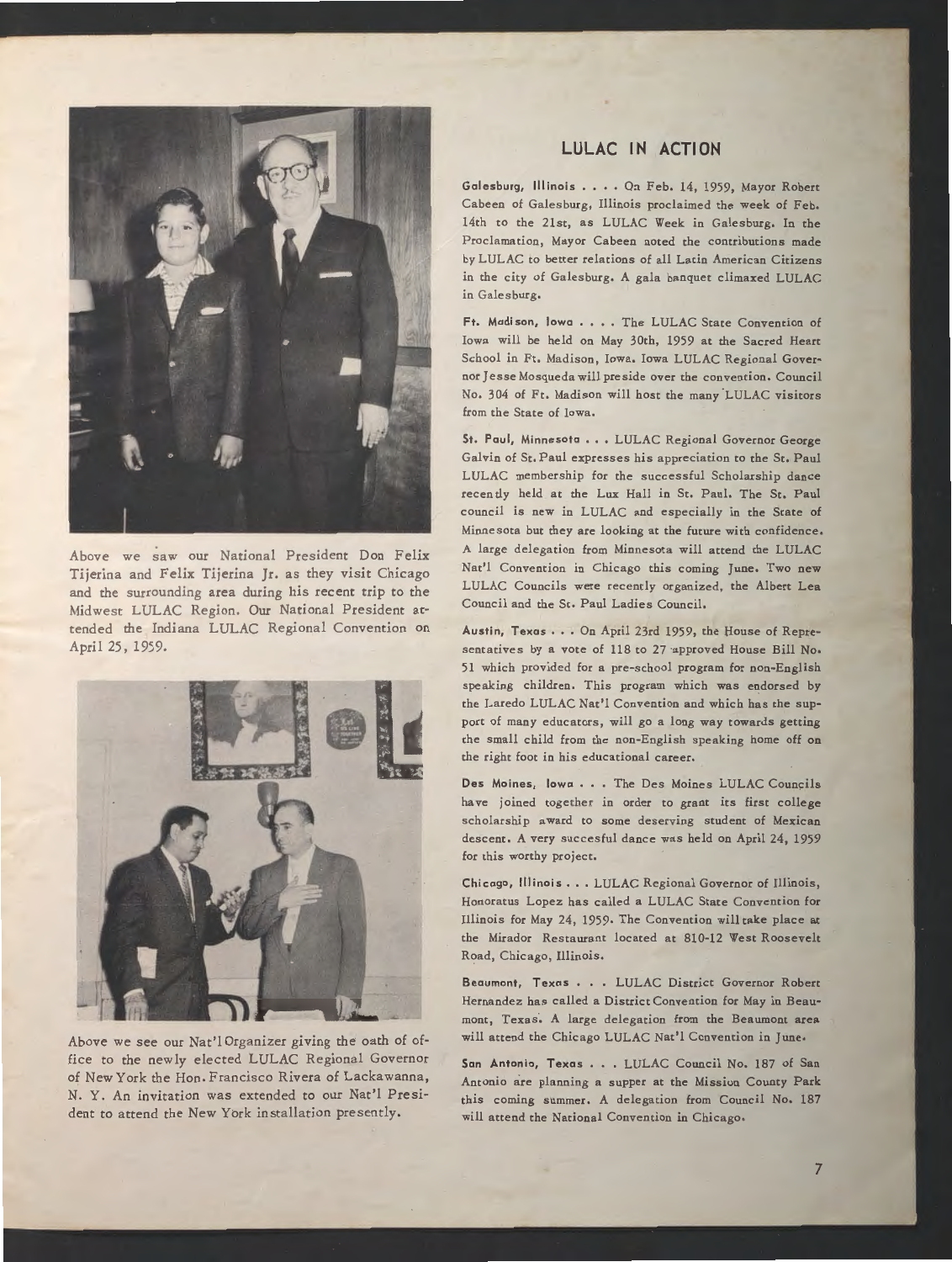Above we saw our National President Don Felix Tijerina and Felix Tijerina Jr. as they visit Chicago and the surrounding area during his recent trip to the Midwest LULAC Region. Our National President attended the Indiana LULAC Regional Convention on April 25, 1959.

Above we see our Nat'l Organizer giving the oath of office to the newly elected LULAC Regional Governor of New York the Hon. Francisco Rivera of Lackawanna, N. Y. An invitation was extended to our Nat'l President to attend the New York installation presently.

## LULAC IN ACTION

**Galesburg, Illinois . . . .** On Feb. 14, 1959, Mayor Robert Cabeen of Galesburg, Illinois proclaimed the week of Feb. 14th to the 21st, as LULAC Week in Galesburg. In the Proclamation, Mayor Cabeen noted the contributions made by LULAC to better relations of all Latin American Citizens in the city of Galesburg. A gala banquet climaxed LULAC in Galesburg.

**Ft. Madison, Iowa . . . .** The LULAC State Convention of Iowa will be held on May 30th, 1959 at the Sacred Heart School in Ft. Madison, Iowa. Iowa LULAC Regional Governor Jesse Mosqueda will preside over the convention. Council No. 304 of Ft. Madison will host the many LULAC visitors from the State of Iowa.

**St. Paul, Minnesota . . .** LULAC Regional Governor George Galvin of St. Paul expresses his appreciation to the St. Paul LULAC membership for the successful Scholarship dance recently held at the Lux Hall in St. Paul. The St. Paul council is new in LULAC and especially in the State of Minnesota but they are looking at the future with confidence. A large delegation from Minnesota will attend the LULAC Nat'l Convention in Chicago this coming June. Two new LULAC Councils were recently organized, the Albert Lea Council and the St. Paul Ladies Council.

**Austin, Texas . . .** On April 23rd 1959, the House of Representatives by a vote of 118 to 27 approved House Bill No. 51 which provided for a pre-school program for non-English speaking children. This program which was endorsed by the Laredo LULAC Nat'l Convention and which has the support of many educators, will go a long way towards getting the small child from the non-English speaking home off on the right foot in his educational career.

**Des Moines, Iowa . . .** The Des Moines LULAC Councils have joined together in order to grant its first college scholarship award to some deserving student of Mexican descent. A very succesful dance was held on April 24, 1959 for this worthy project.

**Chicago, Illinois . . .** LULAC Regional Governor of Illinois, Honoratus Lopez has called a LULAC State Convention for Illinois for May 24, 1959. The Convention will take place at the Mirador Restaurant located at 810-12 West Roosevelt Road, Chicago, Illinois.

**Beaumont, Texas . . .** LULAC District Governor Robert Hernandez has called a District Convention for May in Beaumont, Texas. A large delegation from the Beaumont area will attend the Chicago LULAC Nat'l Convention in June.

**San Antonio, Texas . . .** LULAC Council No. 187 of San Antonio are planning a supper at the Mission County Park this coming summer. A delegation from Council No. 187 will attend the National Convention in Chicago.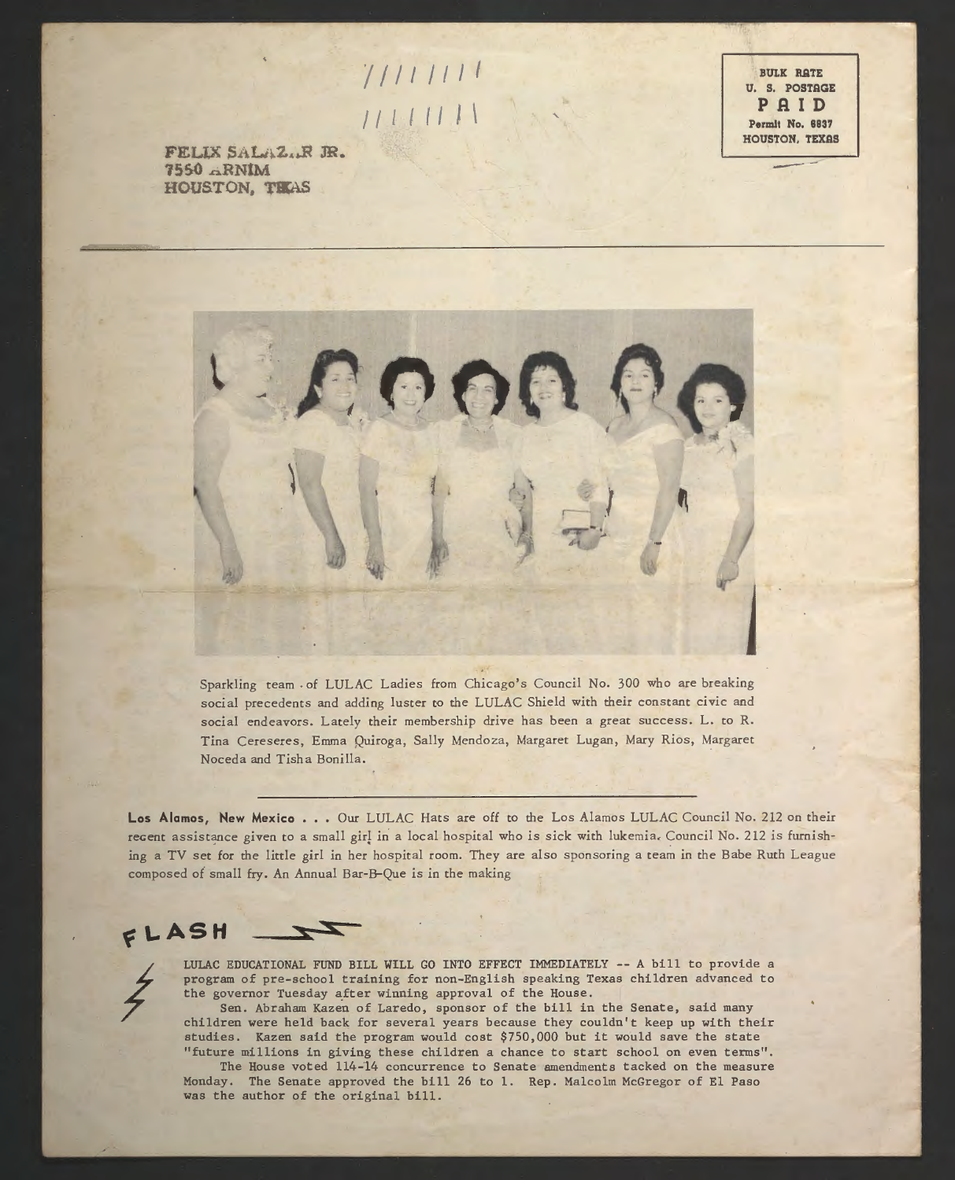FELIX SALAZ..R JR.
7550 ..RNIM
HOUSTON, TEXAS

BULK RATE
U. S. POSTAGE
PAID
Permit No. 6837
HOUSTON, TEXAS

Sparkling team of LULAC Ladies from Chicago's Council No. 300 who are breaking social precedents and adding luster to the LULAC Shield with their constant civic and social endeavors. Lately their membership drive has been a great success. L. to R. Tina Cereseres, Emma Quiroga, Sally Mendoza, Margaret Lugan, Mary Rios, Margaret Noceda and Tisha Bonilla.

**Los Alamos, New Mexico . . .** Our LULAC Hats are off to the Los Alamos LULAC Council No. 212 on their recent assistance given to a small girl in a local hospital who is sick with lukemia. Council No. 212 is furnishing a TV set for the little girl in her hospital room. They are also sponsoring a team in the Babe Ruth League composed of small fry. An Annual Bar-B-Que is in the making

## FLASH

LULAC EDUCATIONAL FUND BILL WILL GO INTO EFFECT IMMEDIATELY -- A bill to provide a program of pre-school training for non-English speaking Texas children advanced to the governor Tuesday after winning approval of the House.

Sen. Abraham Kazen of Laredo, sponsor of the bill in the Senate, said many children were held back for several years because they couldn't keep up with their studies. Kazen said the program would cost $750,000 but it would save the state "future millions in giving these children a chance to start school on even terms".

The House voted 114-14 concurrence to Senate amendments tacked on the measure Monday. The Senate approved the bill 26 to 1. Rep. Malcolm McGregor of El Paso was the author of the original bill.